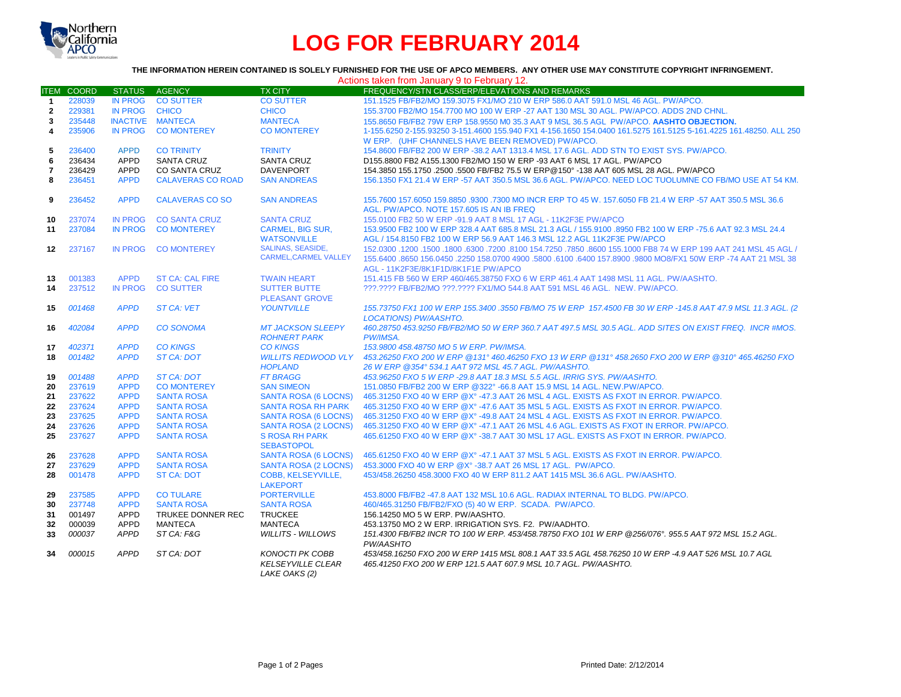# LOG FOR FEBRUARY 2014

**THE INFORMATION HEREIN CONTAINED IS SOLELY FURNISHED FOR THE USE OF APCO MEMBERS. ANY OTHER USE MAY CONSTITUTE COPYRIGHT INFRINGEMENT.**

Actions taken from January 9 to February 12.

| ITEM | COORD | STATUS | AGENCY | TX CITY | FREQUENCY/STN CLASS/ERP/ELEVATIONS AND REMARKS |
|---|---|---|---|---|---|
| 1 | 228039 | IN PROG | CO SUTTER | CO SUTTER | 151.1525 FB/FB2/MO 159.3075 FX1/MO 210 W ERP 586.0 AAT 591.0 MSL 46 AGL. PW/APCO. |
| 2 | 229381 | IN PROG | CHICO | CHICO | 155.3700 FB2/MO 154.7700 MO 100 W ERP -27 AAT 130 MSL 30 AGL. PW/APCO. ADDS 2ND CHNL. |
| 3 | 235448 | INACTIVE | MANTECA | MANTECA | 155.8650 FB/FB2 79W ERP 158.9550 M0 35.3 AAT 9 MSL 36.5 AGL PW/APCO. **AASHTO OBJECTION.** |
| 4 | 235906 | IN PROG | CO MONTEREY | CO MONTEREY | 1-155.6250 2-155.93250 3-151.4600 155.940 FX1 4-156.1650 154.0400 161.5275 161.5125 5-161.4225 161.48250. ALL 250 W ERP. (UHF CHANNELS HAVE BEEN REMOVED) PW/APCO. |
| 5 | 236400 | APPD | CO TRINITY | TRINITY | 154.8600 FB/FB2 200 W ERP -38.2 AAT 1313.4 MSL 17.6 AGL. ADD STN TO EXIST SYS. PW/APCO. |
| 6 | 236434 | APPD | SANTA CRUZ | SANTA CRUZ | D155.8800 FB2 A155.1300 FB2/MO 150 W ERP -93 AAT 6 MSL 17 AGL. PW/APCO |
| 7 | 236429 | APPD | CO SANTA CRUZ | DAVENPORT | 154.3850 155.1750 .2500 .5500 FB/FB2 75.5 W ERP@150° -138 AAT 605 MSL 28 AGL. PW/APCO |
| 8 | 236451 | APPD | CALAVERAS CO ROAD | SAN ANDREAS | 156.1350 FX1 21.4 W ERP -57 AAT 350.5 MSL 36.6 AGL. PW/APCO. NEED LOC TUOLUMNE CO FB/MO USE AT 54 KM. |
| 9 | 236452 | APPD | CALAVERAS CO SO | SAN ANDREAS | 155.7600 157.6050 159.8850 .9300 .7300 MO INCR ERP TO 45 W. 157.6050 FB 21.4 W ERP -57 AAT 350.5 MSL 36.6 AGL. PW/APCO. NOTE 157.605 IS AN IB FREQ |
| 10 | 237074 | IN PROG | CO SANTA CRUZ | SANTA CRUZ | 155.0100 FB2 50 W ERP -91.9 AAT 8 MSL 17 AGL - 11K2F3E PW/APCO |
| 11 | 237084 | IN PROG | CO MONTEREY | CARMEL, BIG SUR, WATSONVILLE | 153.9500 FB2 100 W ERP 328.4 AAT 685.8 MSL 21.3 AGL / 155.9100 .8950 FB2 100 W ERP -75.6 AAT 92.3 MSL 24.4 AGL / 154.8150 FB2 100 W ERP 56.9 AAT 146.3 MSL 12.2 AGL 11K2F3E PW/APCO |
| 12 | 237167 | IN PROG | CO MONTEREY | SALINAS, SEASIDE, CARMEL,CARMEL VALLEY | 152.0300 .1200 .1500 .1800 .6300 .7200 .8100 154.7250 .7850 .8600 155.1000 FB8 74 W ERP 199 AAT 241 MSL 45 AGL / 155.6400 .8650 156.0450 .2250 158.0700 4900 .5800 .6100 .6400 157.8900 .9800 MO8/FX1 50W ERP -74 AAT 21 MSL 38 AGL - 11K2F3E/8K1F1D/8K1F1E PW/APCO |
| 13 | 001383 | APPD | ST CA: CAL FIRE | TWAIN HEART | 151.415 FB 560 W ERP 460/465.38750 FXO 6 W ERP 461.4 AAT 1498 MSL 11 AGL. PW/AASHTO. |
| 14 | 237512 | IN PROG | CO SUTTER | SUTTER BUTTE PLEASANT GROVE | ???.???? FB/FB2/MO ???.???? FX1/MO 544.8 AAT 591 MSL 46 AGL. NEW. PW/APCO. |
| *15* | *001468* | *APPD* | *ST CA: VET* | *YOUNTVILLE* | *155.73750 FX1 100 W ERP 155.3400 .3550 FB/MO 75 W ERP 157.4500 FB 30 W ERP -145.8 AAT 47.9 MSL 11.3 AGL. (2 LOCATIONS) PW/AASHTO.* |
| *16* | *402084* | *APPD* | *CO SONOMA* | *MT JACKSON SLEEPY ROHNERT PARK* | *460.28750 453.9250 FB/FB2/MO 50 W ERP 360.7 AAT 497.5 MSL 30.5 AGL. ADD SITES ON EXIST FREQ. INCR #MOS. PW/IMSA.* |
| *17* | *402371* | *APPD* | *CO KINGS* | *CO KINGS* | *153.9800 458.48750 MO 5 W ERP. PW/IMSA.* |
| *18* | *001482* | *APPD* | *ST CA: DOT* | *WILLITS REDWOOD VLY HOPLAND* | *453.26250 FXO 200 W ERP @131° 460.46250 FXO 13 W ERP @131° 458.2650 FXO 200 W ERP @310° 465.46250 FXO 26 W ERP @354° 534.1 AAT 972 MSL 45.7 AGL. PW/AASHTO.* |
| *19* | *001488* | *APPD* | *ST CA: DOT* | *FT BRAGG* | *453.96250 FXO 5 W ERP -29.8 AAT 18.3 MSL 5.5 AGL. IRRIG SYS. PW/AASHTO.* |
| 20 | 237619 | APPD | CO MONTEREY | SAN SIMEON | 151.0850 FB/FB2 200 W ERP @322° -66.8 AAT 15.9 MSL 14 AGL. NEW.PW/APCO. |
| 21 | 237622 | APPD | SANTA ROSA | SANTA ROSA (6 LOCNS) | 465.31250 FXO 40 W ERP @X° -47.3 AAT 26 MSL 4 AGL. EXISTS AS FXOT IN ERROR. PW/APCO. |
| 22 | 237624 | APPD | SANTA ROSA | SANTA ROSA RH PARK | 465.31250 FXO 40 W ERP @X° -47.6 AAT 35 MSL 5 AGL. EXISTS AS FXOT IN ERROR. PW/APCO. |
| 23 | 237625 | APPD | SANTA ROSA | SANTA ROSA (6 LOCNS) | 465.31250 FXO 40 W ERP @X° -49.8 AAT 24 MSL 4 AGL. EXISTS AS FXOT IN ERROR. PW/APCO. |
| 24 | 237626 | APPD | SANTA ROSA | SANTA ROSA (2 LOCNS) | 465.31250 FXO 40 W ERP @X° -47.1 AAT 26 MSL 4.6 AGL. EXISTS AS FXOT IN ERROR. PW/APCO. |
| 25 | 237627 | APPD | SANTA ROSA | S ROSA RH PARK SEBASTOPOL | 465.61250 FXO 40 W ERP @X° -38.7 AAT 30 MSL 17 AGL. EXISTS AS FXOT IN ERROR. PW/APCO. |
| 26 | 237628 | APPD | SANTA ROSA | SANTA ROSA (6 LOCNS) | 465.61250 FXO 40 W ERP @X° -47.1 AAT 37 MSL 5 AGL. EXISTS AS FXOT IN ERROR. PW/APCO. |
| 27 | 237629 | APPD | SANTA ROSA | SANTA ROSA (2 LOCNS) | 453.3000 FXO 40 W ERP @X° -38.7 AAT 26 MSL 17 AGL. PW/APCO. |
| 28 | 001478 | APPD | ST CA: DOT | COBB, KELSEYVILLE, LAKEPORT | 453/458.26250 458.3000 FXO 40 W ERP 811.2 AAT 1415 MSL 36.6 AGL. PW/AASHTO. |
| 29 | 237585 | APPD | CO TULARE | PORTERVILLE | 453.8000 FB/FB2 -47.8 AAT 132 MSL 10.6 AGL. RADIAX INTERNAL TO BLDG. PW/APCO. |
| 30 | 237748 | APPD | SANTA ROSA | SANTA ROSA | 460/465.31250 FB/FB2/FXO (5) 40 W ERP. SCADA. PW/APCO. |
| 31 | 001497 | APPD | TRUKEE DONNER REC | TRUCKEE | 156.14250 MO 5 W ERP. PW/AASHTO. |
| 32 | 000039 | APPD | MANTECA | MANTECA | 453.13750 MO 2 W ERP. IRRIGATION SYS. F2. PW/AADHTO. |
| *33* | *000037* | *APPD* | *ST CA: F&G* | *WILLITS - WILLOWS* | *151.4300 FB/FB2 INCR TO 100 W ERP. 453/458.78750 FXO 101 W ERP @256/076°. 955.5 AAT 972 MSL 15.2 AGL. PW/AASHTO* |
| *34* | *000015* | *APPD* | *ST CA: DOT* | *KONOCTI PK COBB KELSEYVILLE CLEAR LAKE OAKS (2)* | *453/458.16250 FXO 200 W ERP 1415 MSL 808.1 AAT 33.5 AGL 458.76250 10 W ERP -4.9 AAT 526 MSL 10.7 AGL 465.41250 FXO 200 W ERP 121.5 AAT 607.9 MSL 10.7 AGL. PW/AASHTO.* |

Printed Date: 2/12/2014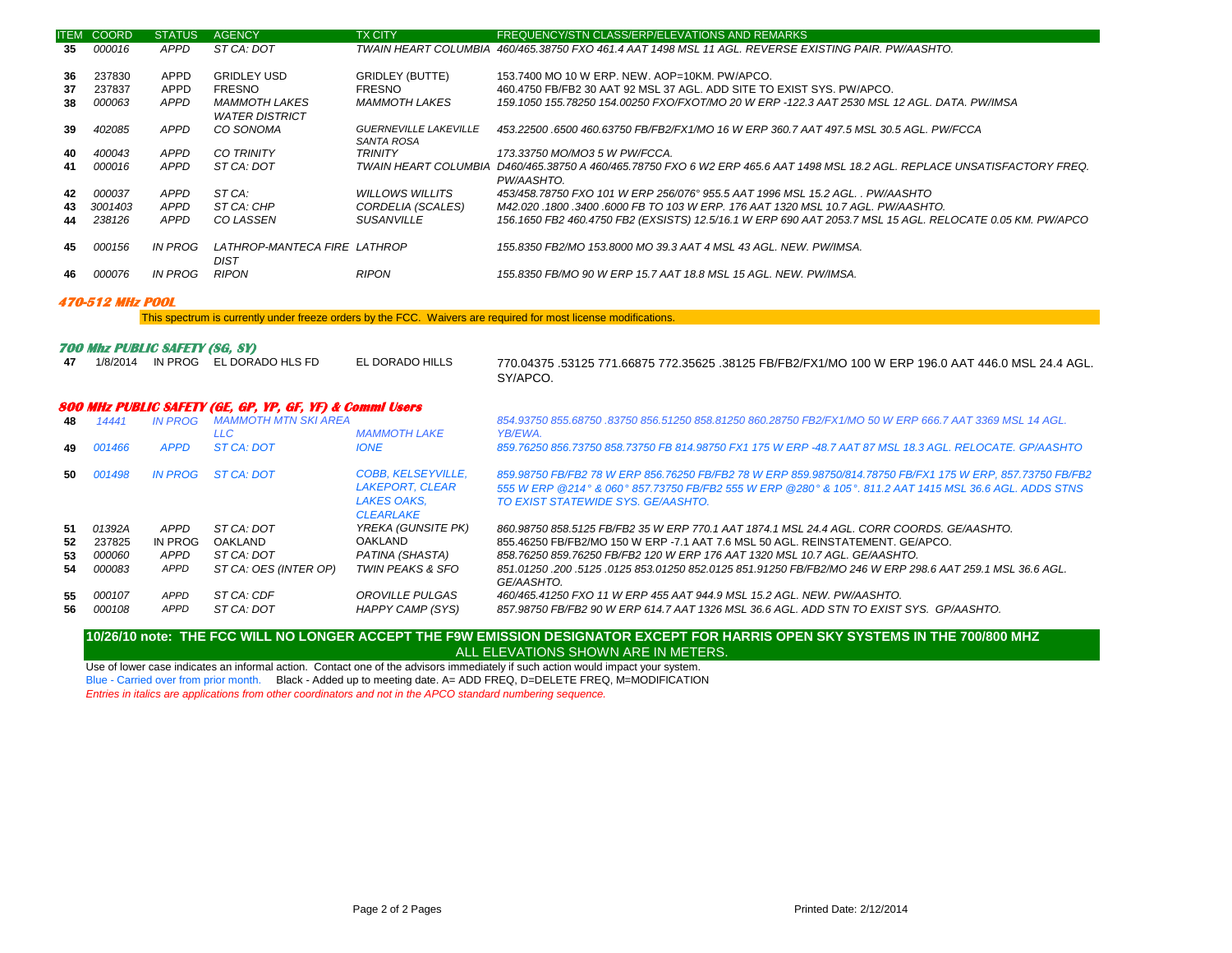| ITEM | COORD | STATUS | AGENCY | TX CITY | FREQUENCY/STN CLASS/ERP/ELEVATIONS AND REMARKS |
|---|---|---|---|---|---|
| 35 | *000016* | *APPD* | *ST CA: DOT* | *TWAIN HEART COLUMBIA* | *460/465.38750 FXO 461.4 AAT 1498 MSL 11 AGL. REVERSE EXISTING PAIR. PW/AASHTO.* |
| 36 | 237830 | APPD | GRIDLEY USD | GRIDLEY (BUTTE) | 153.7400 MO 10 W ERP. NEW. AOP=10KM. PW/APCO. |
| 37 | 237837 | APPD | FRESNO | FRESNO | 460.4750 FB/FB2 30 AAT 92 MSL 37 AGL. ADD SITE TO EXIST SYS. PW/APCO. |
| 38 | *000063* | *APPD* | *MAMMOTH LAKES WATER DISTRICT* | *MAMMOTH LAKES* | *159.1050 155.78250 154.00250 FXO/FXOT/MO 20 W ERP -122.3 AAT 2530 MSL 12 AGL. DATA. PW/IMSA* |
| 39 | *402085* | *APPD* | *CO SONOMA* | *GUERNEVILLE LAKEVILLE SANTA ROSA* | *453.22500 .6500 460.63750 FB/FB2/FX1/MO 16 W ERP 360.7 AAT 497.5 MSL 30.5 AGL. PW/FCCA* |
| 40 | *400043* | *APPD* | *CO TRINITY* | *TRINITY* | *173.33750 MO/MO3 5 W PW/FCCA.* |
| 41 | *000016* | *APPD* | *ST CA: DOT* | *TWAIN HEART COLUMBIA* | *D460/465.38750 A 460/465.78750 FXO 6 W2 ERP 465.6 AAT 1498 MSL 18.2 AGL. REPLACE UNSATISFACTORY FREQ. PW/AASHTO.* |
| 42 | *000037* | *APPD* | *ST CA:* | *WILLOWS WILLITS* | *453/458.78750 FXO 101 W ERP 256/076° 955.5 AAT 1996 MSL 15.2 AGL. . PW/AASHTO* |
| 43 | *3001403* | *APPD* | *ST CA: CHP* | *CORDELIA (SCALES)* | *M42.020 .1800 .3400 .6000 FB TO 103 W ERP. 176 AAT 1320 MSL 10.7 AGL. PW/AASHTO.* |
| 44 | *238126* | *APPD* | *CO LASSEN* | *SUSANVILLE* | *156.1650 FB2 460.4750 FB2 (EXSISTS) 12.5/16.1 W ERP 690 AAT 2053.7 MSL 15 AGL. RELOCATE 0.05 KM. PW/APCO* |
| 45 | *000156* | *IN PROG* | *LATHROP-MANTECA FIRE DIST* | *LATHROP* | *155.8350 FB2/MO 153.8000 MO 39.3 AAT 4 MSL 43 AGL. NEW. PW/IMSA.* |
| 46 | *000076* | *IN PROG* | *RIPON* | *RIPON* | *155.8350 FB/MO 90 W ERP 15.7 AAT 18.8 MSL 15 AGL. NEW. PW/IMSA.* |

### 470-512 MHz POOL

This spectrum is currently under freeze orders by the FCC. Waivers are required for most license modifications.

### 700 Mhz PUBLIC SAFETY (SG, SY)

| ITEM | COORD | STATUS | AGENCY | TX CITY | FREQUENCY/STN CLASS/ERP/ELEVATIONS AND REMARKS |
|---|---|---|---|---|---|
| 47 | 1/8/2014 | IN PROG | EL DORADO HLS FD | EL DORADO HILLS | 770.04375 .53125 771.66875 772.35625 .38125 FB/FB2/FX1/MO 100 W ERP 196.0 AAT 446.0 MSL 24.4 AGL. SY/APCO. |

### 800 MHz PUBLIC SAFETY (GE, GP, YP, GF, YF) & Comml Users

| ITEM | COORD | STATUS | AGENCY | TX CITY | FREQUENCY/STN CLASS/ERP/ELEVATIONS AND REMARKS |
|---|---|---|---|---|---|
| 48 | *14441* | *IN PROG* | *MAMMOTH MTN SKI AREA LLC* | *MAMMOTH LAKE* | *854.93750 855.68750 .83750 856.51250 858.81250 860.28750 FB2/FX1/MO 50 W ERP 666.7 AAT 3369 MSL 14 AGL. YB/EWA.* |
| 49 | *001466* | *APPD* | *ST CA: DOT* | *IONE* | *859.76250 856.73750 858.73750 FB 814.98750 FX1 175 W ERP -48.7 AAT 87 MSL 18.3 AGL. RELOCATE. GP/AASHTO* |
| 50 | *001498* | *IN PROG* | *ST CA: DOT* | *COBB, KELSEYVILLE, LAKEPORT, CLEAR LAKES OAKS, CLEARLAKE* | *859.98750 FB/FB2 78 W ERP 856.76250 FB/FB2 78 W ERP 859.98750/814.78750 FB/FX1 175 W ERP, 857.73750 FB/FB2 555 W ERP @214° & 060° 857.73750 FB/FB2 555 W ERP @280° & 105°. 811.2 AAT 1415 MSL 36.6 AGL. ADDS STNS TO EXIST STATEWIDE SYS. GE/AASHTO.* |
| 51 | *01392A* | *APPD* | *ST CA: DOT* | *YREKA (GUNSITE PK)* | *860.98750 858.5125 FB/FB2 35 W ERP 770.1 AAT 1874.1 MSL 24.4 AGL. CORR COORDS. GE/AASHTO.* |
| 52 | 237825 | IN PROG | OAKLAND | OAKLAND | 855.46250 FB/FB2/MO 150 W ERP -7.1 AAT 7.6 MSL 50 AGL. REINSTATEMENT. GE/APCO. |
| 53 | *000060* | *APPD* | *ST CA: DOT* | *PATINA (SHASTA)* | *858.76250 859.76250 FB/FB2 120 W ERP 176 AAT 1320 MSL 10.7 AGL. GE/AASHTO.* |
| 54 | *000083* | *APPD* | *ST CA: OES (INTER OP)* | *TWIN PEAKS & SFO* | *851.01250 .200 .5125 .0125 853.01250 852.0125 851.91250 FB/FB2/MO 246 W ERP 298.6 AAT 259.1 MSL 36.6 AGL. GE/AASHTO.* |
| 55 | *000107* | *APPD* | *ST CA: CDF* | *OROVILLE PULGAS* | *460/465.41250 FXO 11 W ERP 455 AAT 944.9 MSL 15.2 AGL. NEW. PW/AASHTO.* |
| 56 | *000108* | *APPD* | *ST CA: DOT* | *HAPPY CAMP (SYS)* | *857.98750 FB/FB2 90 W ERP 614.7 AAT 1326 MSL 36.6 AGL. ADD STN TO EXIST SYS. GP/AASHTO.* |

**10/26/10 note: THE FCC WILL NO LONGER ACCEPT THE F9W EMISSION DESIGNATOR EXCEPT FOR HARRIS OPEN SKY SYSTEMS IN THE 700/800 MHZ**

ALL ELEVATIONS SHOWN ARE IN METERS.

Use of lower case indicates an informal action. Contact one of the advisors immediately if such action would impact your system.

Blue - Carried over from prior month. Black - Added up to meeting date. A= ADD FREQ, D=DELETE FREQ, M=MODIFICATION

*Entries in italics are applications from other coordinators and not in the APCO standard numbering sequence.*

Printed Date: 2/12/2014